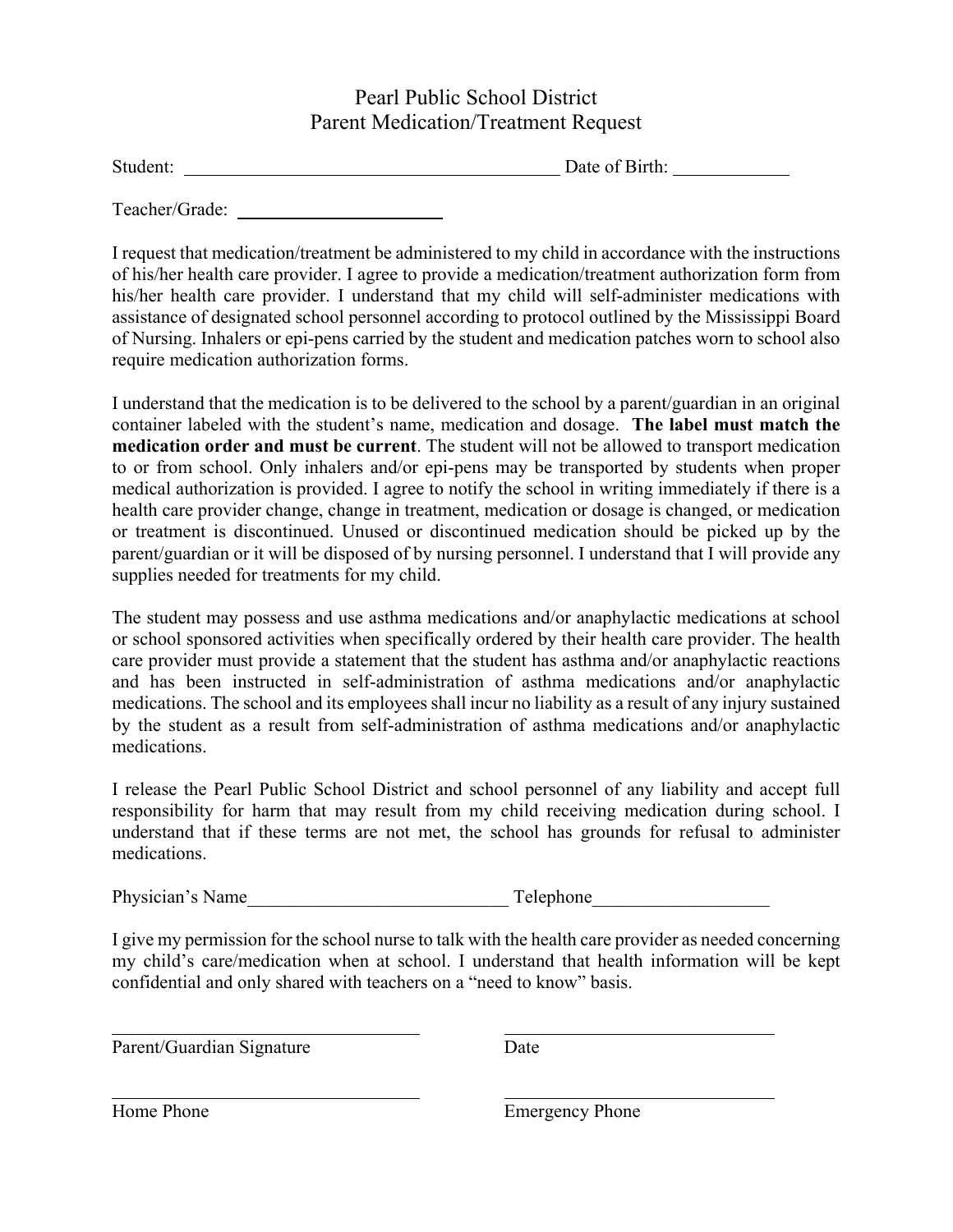# Pearl Public School District
## Parent Medication/Treatment Request

Student: ________________________________________ Date of Birth: ____________

Teacher/Grade: ______________________

I request that medication/treatment be administered to my child in accordance with the instructions of his/her health care provider. I agree to provide a medication/treatment authorization form from his/her health care provider. I understand that my child will self-administer medications with assistance of designated school personnel according to protocol outlined by the Mississippi Board of Nursing. Inhalers or epi-pens carried by the student and medication patches worn to school also require medication authorization forms.

I understand that the medication is to be delivered to the school by a parent/guardian in an original container labeled with the student's name, medication and dosage. **The label must match the medication order and must be current**. The student will not be allowed to transport medication to or from school. Only inhalers and/or epi-pens may be transported by students when proper medical authorization is provided. I agree to notify the school in writing immediately if there is a health care provider change, change in treatment, medication or dosage is changed, or medication or treatment is discontinued. Unused or discontinued medication should be picked up by the parent/guardian or it will be disposed of by nursing personnel. I understand that I will provide any supplies needed for treatments for my child.

The student may possess and use asthma medications and/or anaphylactic medications at school or school sponsored activities when specifically ordered by their health care provider. The health care provider must provide a statement that the student has asthma and/or anaphylactic reactions and has been instructed in self-administration of asthma medications and/or anaphylactic medications. The school and its employees shall incur no liability as a result of any injury sustained by the student as a result from self-administration of asthma medications and/or anaphylactic medications.

I release the Pearl Public School District and school personnel of any liability and accept full responsibility for harm that may result from my child receiving medication during school. I understand that if these terms are not met, the school has grounds for refusal to administer medications.

Physician's Name____________________________ Telephone___________________

I give my permission for the school nurse to talk with the health care provider as needed concerning my child's care/medication when at school. I understand that health information will be kept confidential and only shared with teachers on a "need to know" basis.

________________________________ ________________________________
Parent/Guardian Signature Date

________________________________ ________________________________
Home Phone Emergency Phone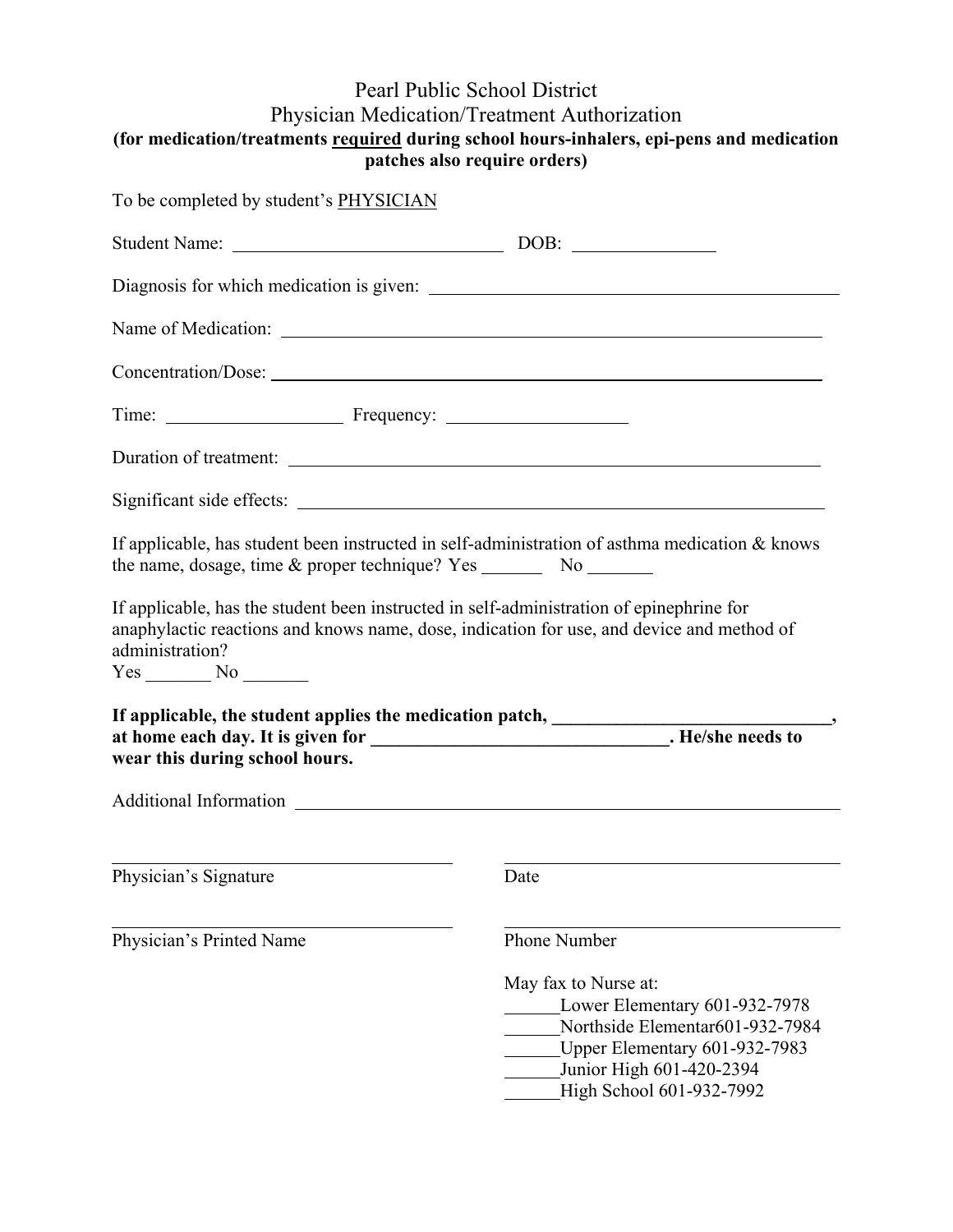# Pearl Public School District
## Physician Medication/Treatment Authorization

**(for medication/treatments required during school hours-inhalers, epi-pens and medication patches also require orders)**

To be completed by student's PHYSICIAN

Student Name: ______________________________ DOB: _______________

Diagnosis for which medication is given: ____________________________________________

Name of Medication: ____________________________________________________________

Concentration/Dose: ____________________________________________________________

Time: ___________________ Frequency: ___________________

Duration of treatment: __________________________________________________________

Significant side effects: _________________________________________________________

If applicable, has student been instructed in self-administration of asthma medication & knows the name, dosage, time & proper technique? Yes _______ No _______

If applicable, has the student been instructed in self-administration of epinephrine for anaphylactic reactions and knows name, dose, indication for use, and device and method of administration?
Yes _______ No _______

**If applicable, the student applies the medication patch, ______________________________, at home each day. It is given for ________________________________. He/she needs to wear this during school hours.**

Additional Information ___________________________________________________________

______________________________________ ______________________________________
Physician's Signature Date

______________________________________ ______________________________________
Physician's Printed Name Phone Number

May fax to Nurse at:
______Lower Elementary 601-932-7978
______Northside Elementar601-932-7984
______Upper Elementary 601-932-7983
______Junior High 601-420-2394
______High School 601-932-7992